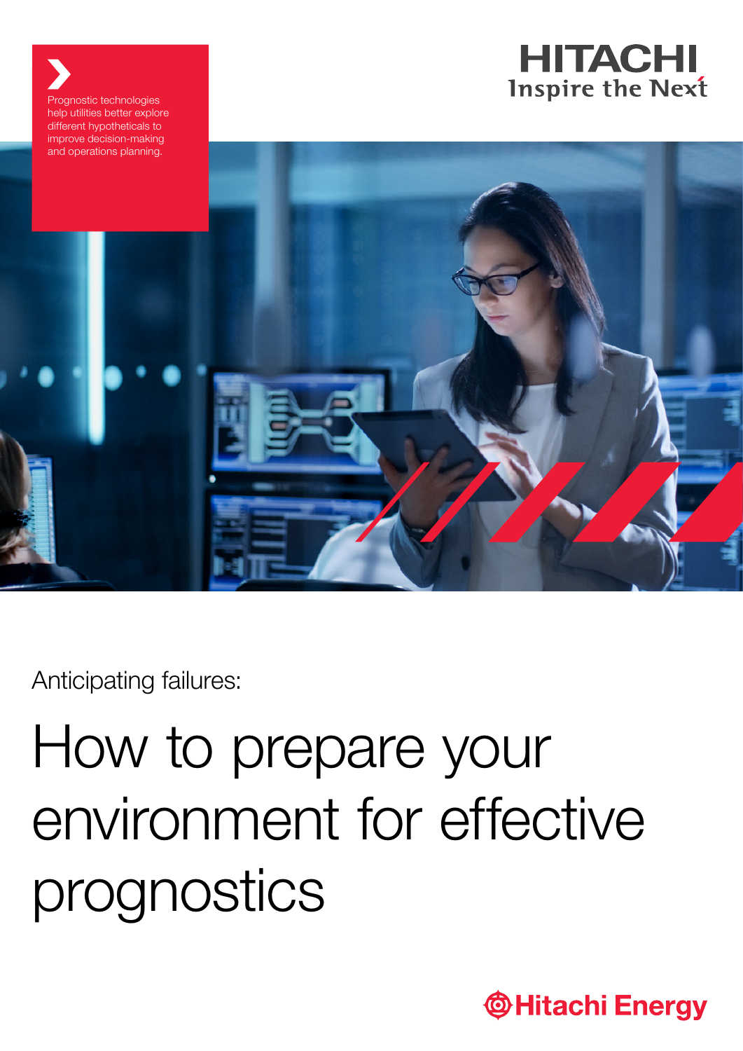Prognostic technologies help utilities better explore different hypotheticals to improve decision-making and operations planning.

HITACHI
Inspire the Next

Anticipating failures:

# How to prepare your environment for effective prognostics

Hitachi Energy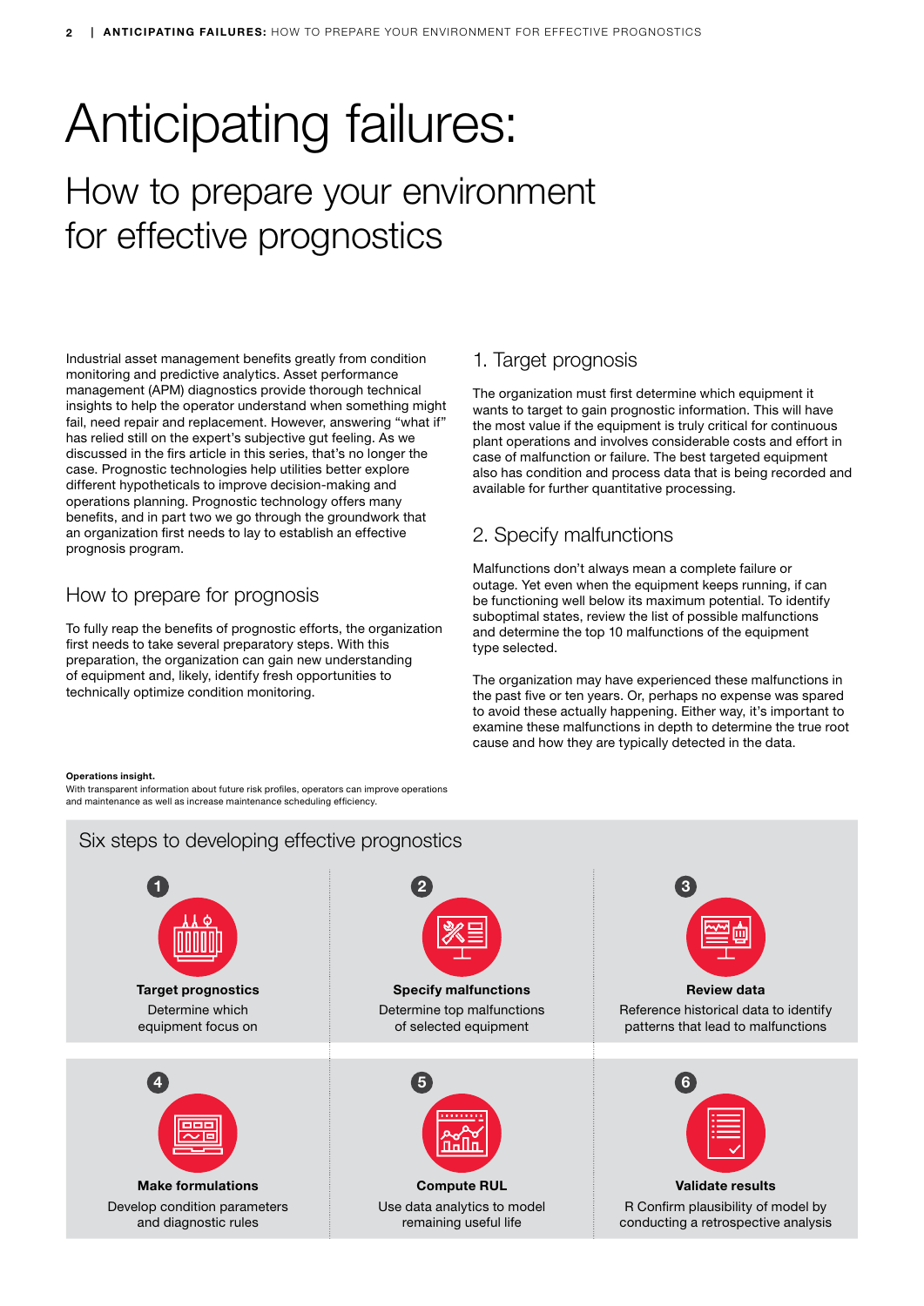# Anticipating failures:

## How to prepare your environment for effective prognostics

Industrial asset management benefits greatly from condition monitoring and predictive analytics. Asset performance management (APM) diagnostics provide thorough technical insights to help the operator understand when something might fail, need repair and replacement. However, answering "what if" has relied still on the expert's subjective gut feeling. As we discussed in the firs article in this series, that's no longer the case. Prognostic technologies help utilities better explore different hypotheticals to improve decision-making and operations planning. Prognostic technology offers many benefits, and in part two we go through the groundwork that an organization first needs to lay to establish an effective prognosis program.

### How to prepare for prognosis

To fully reap the benefits of prognostic efforts, the organization first needs to take several preparatory steps. With this preparation, the organization can gain new understanding of equipment and, likely, identify fresh opportunities to technically optimize condition monitoring.

### 1. Target prognosis

The organization must first determine which equipment it wants to target to gain prognostic information. This will have the most value if the equipment is truly critical for continuous plant operations and involves considerable costs and effort in case of malfunction or failure. The best targeted equipment also has condition and process data that is being recorded and available for further quantitative processing.

### 2. Specify malfunctions

Malfunctions don't always mean a complete failure or outage. Yet even when the equipment keeps running, if can be functioning well below its maximum potential. To identify suboptimal states, review the list of possible malfunctions and determine the top 10 malfunctions of the equipment type selected.

The organization may have experienced these malfunctions in the past five or ten years. Or, perhaps no expense was spared to avoid these actually happening. Either way, it's important to examine these malfunctions in depth to determine the true root cause and how they are typically detected in the data.

**Operations insight.**
With transparent information about future risk profiles, operators can improve operations and maintenance as well as increase maintenance scheduling efficiency.

### Six steps to developing effective prognostics

1. **Target prognostics**
   Determine which equipment focus on
2. **Specify malfunctions**
   Determine top malfunctions of selected equipment
3. **Review data**
   Reference historical data to identify patterns that lead to malfunctions
4. **Make formulations**
   Develop condition parameters and diagnostic rules
5. **Compute RUL**
   Use data analytics to model remaining useful life
6. **Validate results**
   R Confirm plausibility of model by conducting a retrospective analysis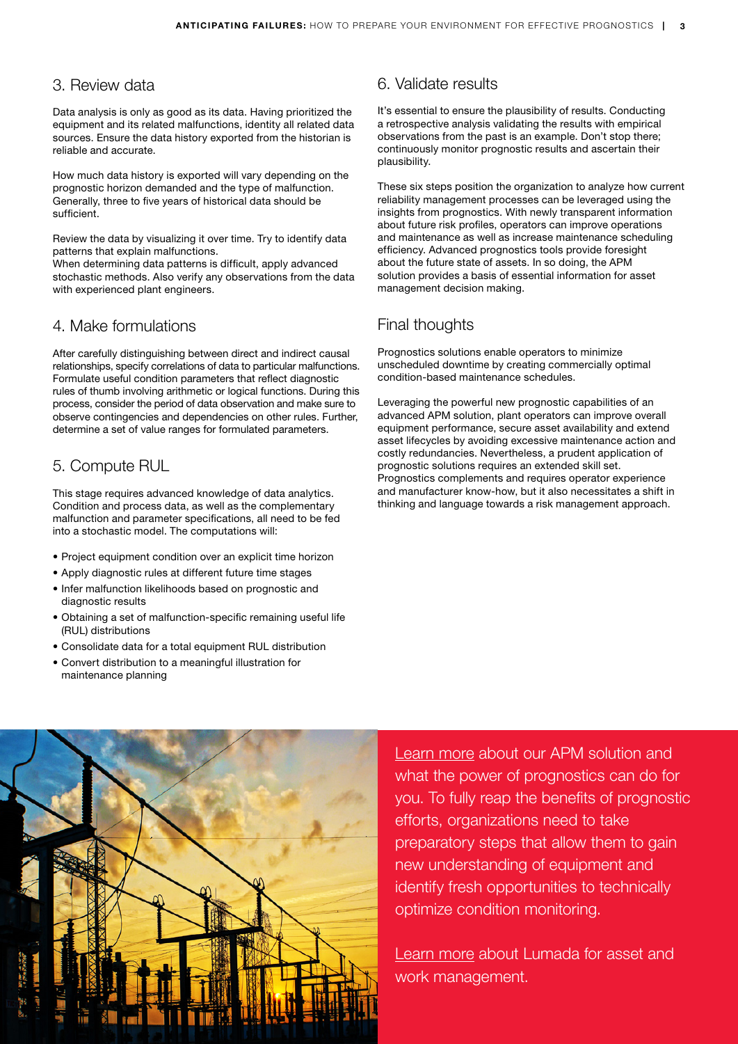## 3. Review data

Data analysis is only as good as its data. Having prioritized the equipment and its related malfunctions, identity all related data sources. Ensure the data history exported from the historian is reliable and accurate.

How much data history is exported will vary depending on the prognostic horizon demanded and the type of malfunction. Generally, three to five years of historical data should be sufficient.

Review the data by visualizing it over time. Try to identify data patterns that explain malfunctions.
When determining data patterns is difficult, apply advanced stochastic methods. Also verify any observations from the data with experienced plant engineers.

## 4. Make formulations

After carefully distinguishing between direct and indirect causal relationships, specify correlations of data to particular malfunctions. Formulate useful condition parameters that reflect diagnostic rules of thumb involving arithmetic or logical functions. During this process, consider the period of data observation and make sure to observe contingencies and dependencies on other rules. Further, determine a set of value ranges for formulated parameters.

## 5. Compute RUL

This stage requires advanced knowledge of data analytics. Condition and process data, as well as the complementary malfunction and parameter specifications, all need to be fed into a stochastic model. The computations will:

- Project equipment condition over an explicit time horizon
- Apply diagnostic rules at different future time stages
- Infer malfunction likelihoods based on prognostic and diagnostic results
- Obtaining a set of malfunction-specific remaining useful life (RUL) distributions
- Consolidate data for a total equipment RUL distribution
- Convert distribution to a meaningful illustration for maintenance planning

## 6. Validate results

It's essential to ensure the plausibility of results. Conducting a retrospective analysis validating the results with empirical observations from the past is an example. Don't stop there; continuously monitor prognostic results and ascertain their plausibility.

These six steps position the organization to analyze how current reliability management processes can be leveraged using the insights from prognostics. With newly transparent information about future risk profiles, operators can improve operations and maintenance as well as increase maintenance scheduling efficiency. Advanced prognostics tools provide foresight about the future state of assets. In so doing, the APM solution provides a basis of essential information for asset management decision making.

## Final thoughts

Prognostics solutions enable operators to minimize unscheduled downtime by creating commercially optimal condition-based maintenance schedules.

Leveraging the powerful new prognostic capabilities of an advanced APM solution, plant operators can improve overall equipment performance, secure asset availability and extend asset lifecycles by avoiding excessive maintenance action and costly redundancies. Nevertheless, a prudent application of prognostic solutions requires an extended skill set. Prognostics complements and requires operator experience and manufacturer know-how, but it also necessitates a shift in thinking and language towards a risk management approach.

Learn more about our APM solution and what the power of prognostics can do for you. To fully reap the benefits of prognostic efforts, organizations need to take preparatory steps that allow them to gain new understanding of equipment and identify fresh opportunities to technically optimize condition monitoring.

Learn more about Lumada for asset and work management.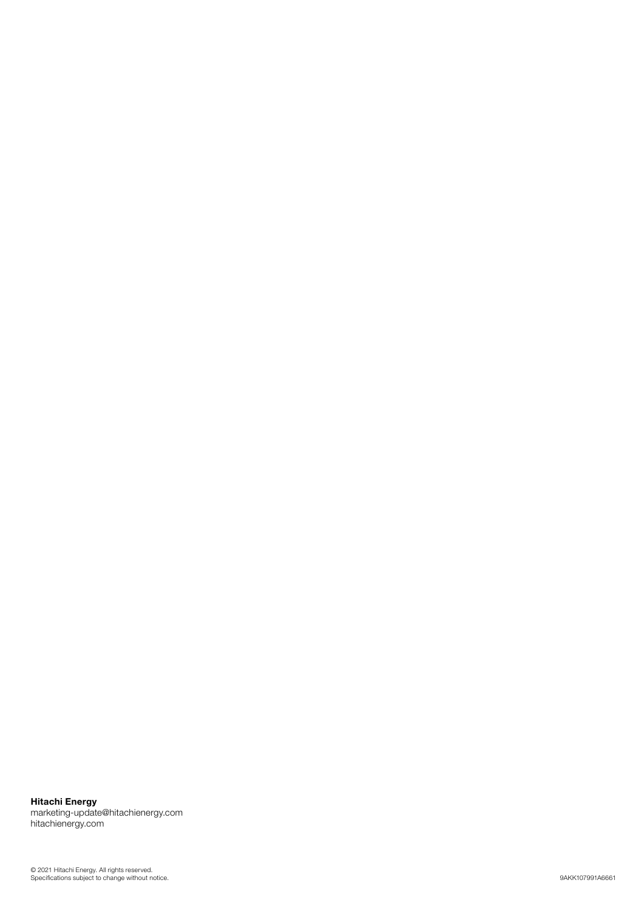**Hitachi Energy**
marketing-update@hitachienergy.com
hitachienergy.com

© 2021 Hitachi Energy. All rights reserved.
Specifications subject to change without notice.

9AKK107991A6661